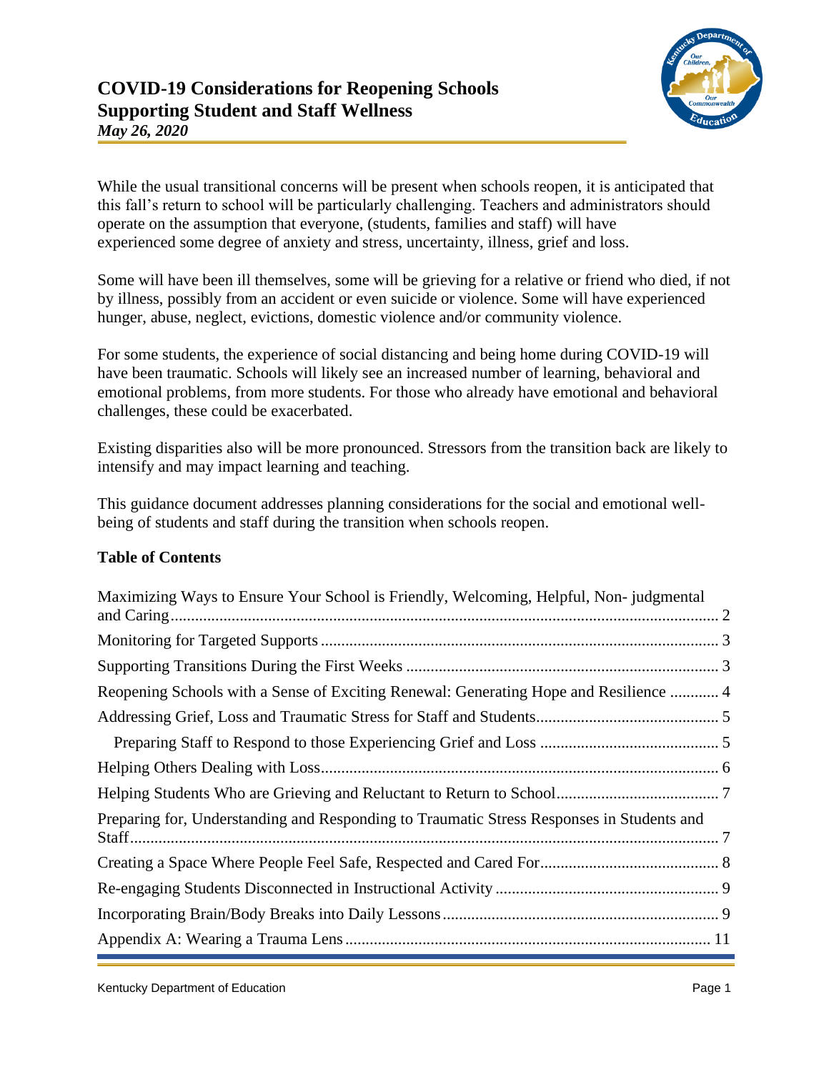# COVID-19 Considerations for Reopening Schools
# Supporting Student and Staff Wellness

*May 26, 2020*

While the usual transitional concerns will be present when schools reopen, it is anticipated that this fall's return to school will be particularly challenging. Teachers and administrators should operate on the assumption that everyone, (students, families and staff) will have experienced some degree of anxiety and stress, uncertainty, illness, grief and loss.

Some will have been ill themselves, some will be grieving for a relative or friend who died, if not by illness, possibly from an accident or even suicide or violence. Some will have experienced hunger, abuse, neglect, evictions, domestic violence and/or community violence.

For some students, the experience of social distancing and being home during COVID-19 will have been traumatic. Schools will likely see an increased number of learning, behavioral and emotional problems, from more students. For those who already have emotional and behavioral challenges, these could be exacerbated.

Existing disparities also will be more pronounced. Stressors from the transition back are likely to intensify and may impact learning and teaching.

This guidance document addresses planning considerations for the social and emotional well-being of students and staff during the transition when schools reopen.

**Table of Contents**

- Maximizing Ways to Ensure Your School is Friendly, Welcoming, Helpful, Non- judgmental and Caring ..... 2
- Monitoring for Targeted Supports ..... 3
- Supporting Transitions During the First Weeks ..... 3
- Reopening Schools with a Sense of Exciting Renewal: Generating Hope and Resilience ..... 4
- Addressing Grief, Loss and Traumatic Stress for Staff and Students ..... 5
  - Preparing Staff to Respond to those Experiencing Grief and Loss ..... 5
- Helping Others Dealing with Loss ..... 6
- Helping Students Who are Grieving and Reluctant to Return to School ..... 7
- Preparing for, Understanding and Responding to Traumatic Stress Responses in Students and Staff ..... 7
- Creating a Space Where People Feel Safe, Respected and Cared For ..... 8
- Re-engaging Students Disconnected in Instructional Activity ..... 9
- Incorporating Brain/Body Breaks into Daily Lessons ..... 9
- Appendix A: Wearing a Trauma Lens ..... 11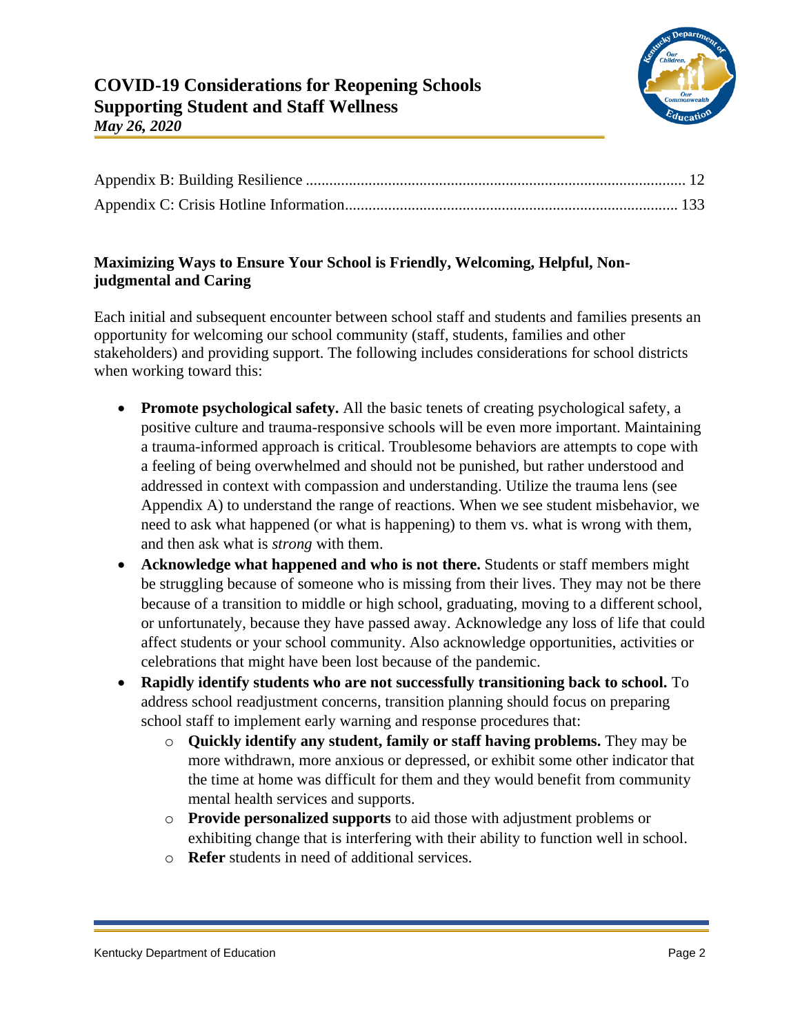Appendix B: Building Resilience ................................................................................................ 12
Appendix C: Crisis Hotline Information.................................................................................... 133

### Maximizing Ways to Ensure Your School is Friendly, Welcoming, Helpful, Non-judgmental and Caring

Each initial and subsequent encounter between school staff and students and families presents an opportunity for welcoming our school community (staff, students, families and other stakeholders) and providing support. The following includes considerations for school districts when working toward this:

- **Promote psychological safety.** All the basic tenets of creating psychological safety, a positive culture and trauma-responsive schools will be even more important. Maintaining a trauma-informed approach is critical. Troublesome behaviors are attempts to cope with a feeling of being overwhelmed and should not be punished, but rather understood and addressed in context with compassion and understanding. Utilize the trauma lens (see Appendix A) to understand the range of reactions. When we see student misbehavior, we need to ask what happened (or what is happening) to them vs. what is wrong with them, and then ask what is *strong* with them.
- **Acknowledge what happened and who is not there.** Students or staff members might be struggling because of someone who is missing from their lives. They may not be there because of a transition to middle or high school, graduating, moving to a different school, or unfortunately, because they have passed away. Acknowledge any loss of life that could affect students or your school community. Also acknowledge opportunities, activities or celebrations that might have been lost because of the pandemic.
- **Rapidly identify students who are not successfully transitioning back to school.** To address school readjustment concerns, transition planning should focus on preparing school staff to implement early warning and response procedures that:
  - **Quickly identify any student, family or staff having problems.** They may be more withdrawn, more anxious or depressed, or exhibit some other indicator that the time at home was difficult for them and they would benefit from community mental health services and supports.
  - **Provide personalized supports** to aid those with adjustment problems or exhibiting change that is interfering with their ability to function well in school.
  - **Refer** students in need of additional services.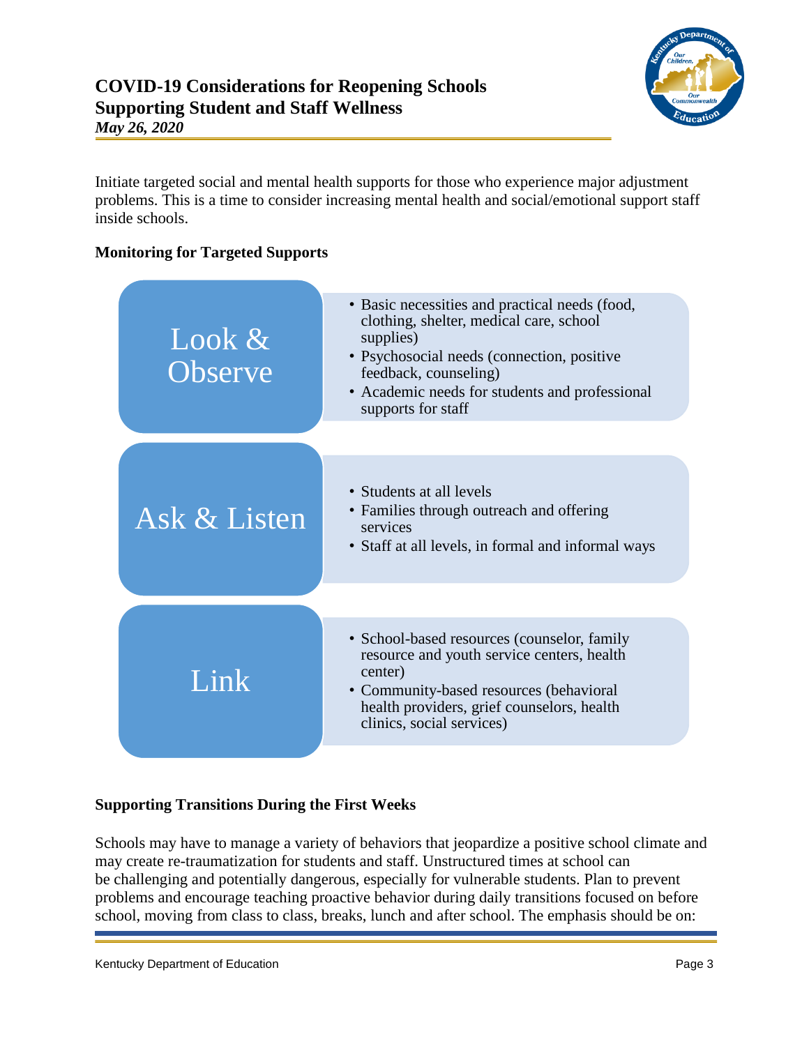Initiate targeted social and mental health supports for those who experience major adjustment problems. This is a time to consider increasing mental health and social/emotional support staff inside schools.

**Monitoring for Targeted Supports**

**Look & Observe**

- Basic necessities and practical needs (food, clothing, shelter, medical care, school supplies)
- Psychosocial needs (connection, positive feedback, counseling)
- Academic needs for students and professional supports for staff

**Ask & Listen**

- Students at all levels
- Families through outreach and offering services
- Staff at all levels, in formal and informal ways

**Link**

- School-based resources (counselor, family resource and youth service centers, health center)
- Community-based resources (behavioral health providers, grief counselors, health clinics, social services)

**Supporting Transitions During the First Weeks**

Schools may have to manage a variety of behaviors that jeopardize a positive school climate and may create re-traumatization for students and staff. Unstructured times at school can be challenging and potentially dangerous, especially for vulnerable students. Plan to prevent problems and encourage teaching proactive behavior during daily transitions focused on before school, moving from class to class, breaks, lunch and after school. The emphasis should be on: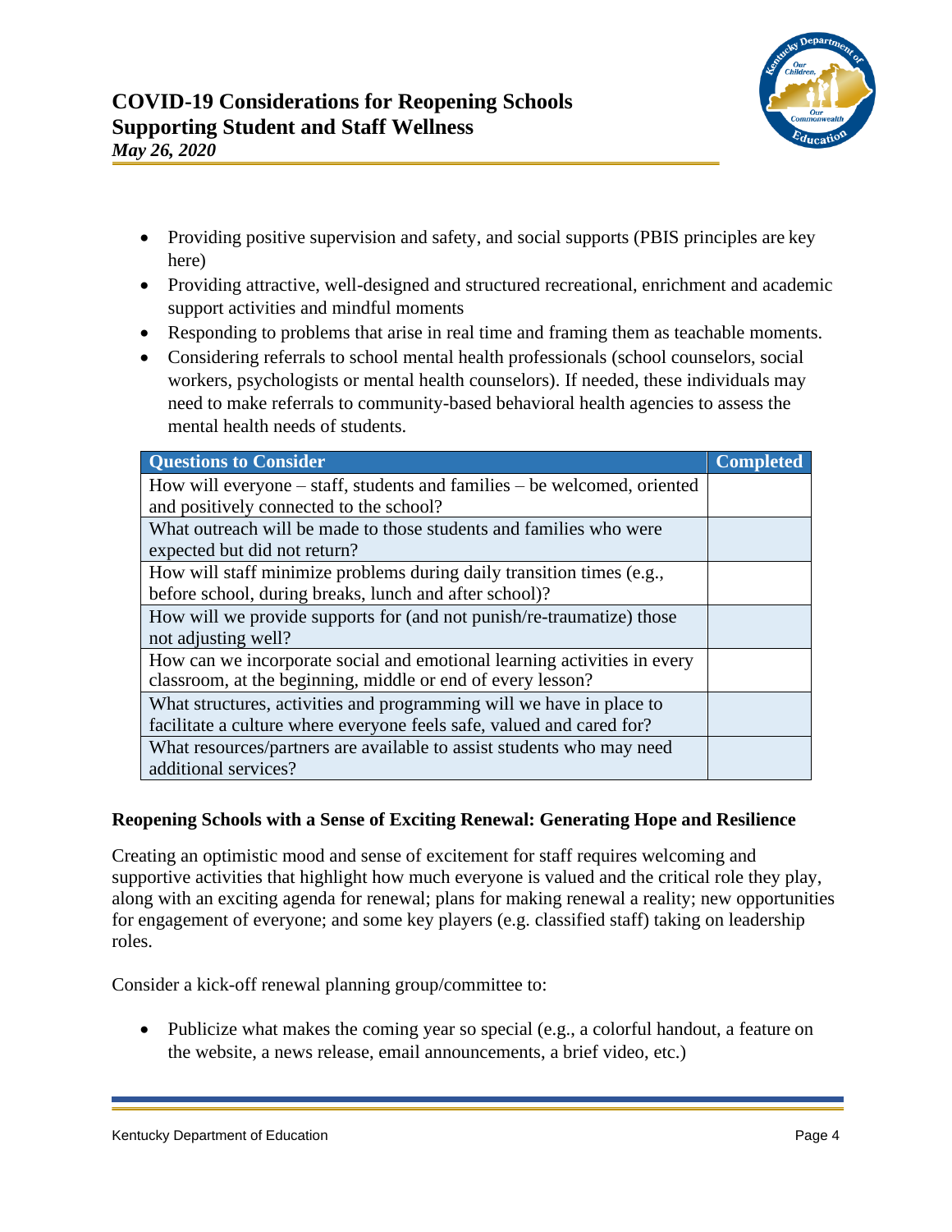- Providing positive supervision and safety, and social supports (PBIS principles are key here)
- Providing attractive, well-designed and structured recreational, enrichment and academic support activities and mindful moments
- Responding to problems that arise in real time and framing them as teachable moments.
- Considering referrals to school mental health professionals (school counselors, social workers, psychologists or mental health counselors). If needed, these individuals may need to make referrals to community-based behavioral health agencies to assess the mental health needs of students.

| Questions to Consider | Completed |
|---|---|
| How will everyone – staff, students and families – be welcomed, oriented and positively connected to the school? | |
| What outreach will be made to those students and families who were expected but did not return? | |
| How will staff minimize problems during daily transition times (e.g., before school, during breaks, lunch and after school)? | |
| How will we provide supports for (and not punish/re-traumatize) those not adjusting well? | |
| How can we incorporate social and emotional learning activities in every classroom, at the beginning, middle or end of every lesson? | |
| What structures, activities and programming will we have in place to facilitate a culture where everyone feels safe, valued and cared for? | |
| What resources/partners are available to assist students who may need additional services? | |

### Reopening Schools with a Sense of Exciting Renewal: Generating Hope and Resilience

Creating an optimistic mood and sense of excitement for staff requires welcoming and supportive activities that highlight how much everyone is valued and the critical role they play, along with an exciting agenda for renewal; plans for making renewal a reality; new opportunities for engagement of everyone; and some key players (e.g. classified staff) taking on leadership roles.

Consider a kick-off renewal planning group/committee to:

- Publicize what makes the coming year so special (e.g., a colorful handout, a feature on the website, a news release, email announcements, a brief video, etc.)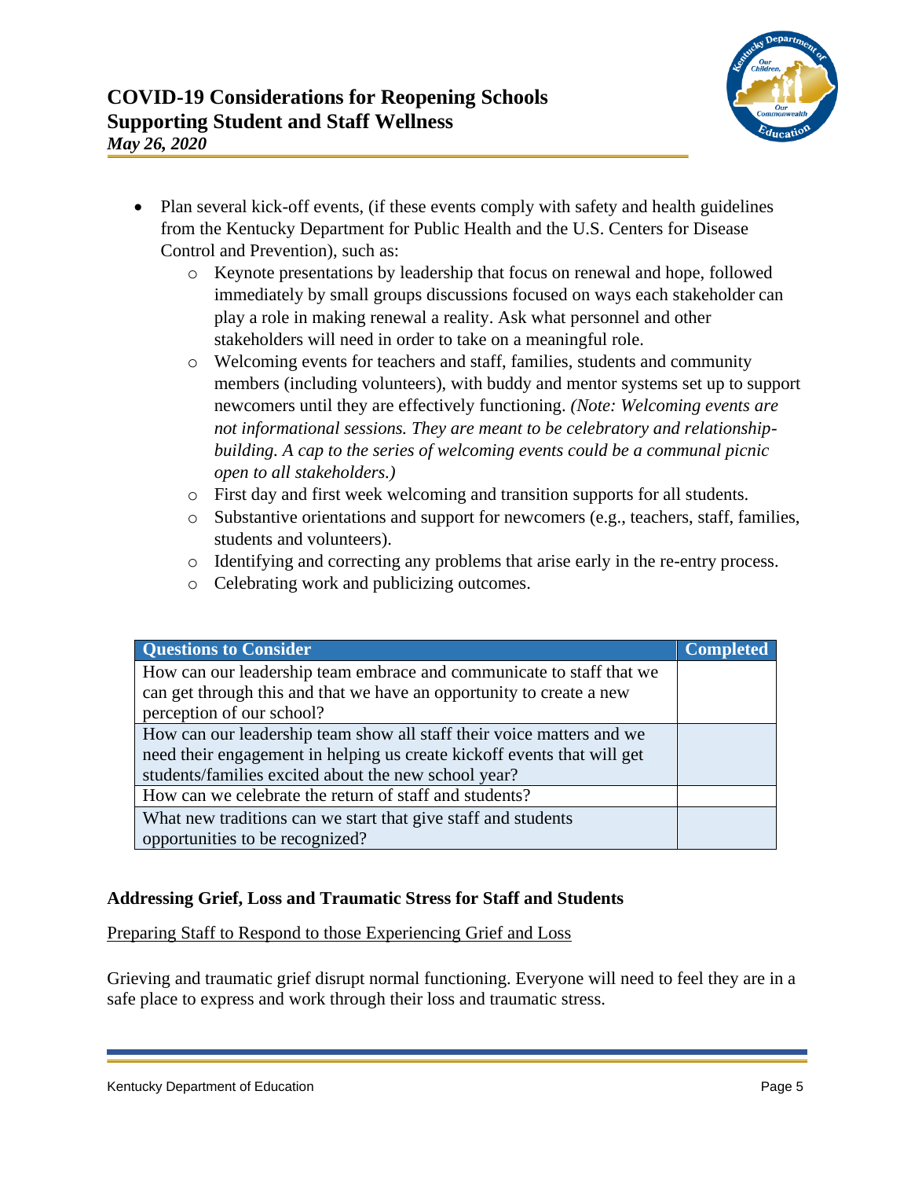- Plan several kick-off events, (if these events comply with safety and health guidelines from the Kentucky Department for Public Health and the U.S. Centers for Disease Control and Prevention), such as:
  - Keynote presentations by leadership that focus on renewal and hope, followed immediately by small groups discussions focused on ways each stakeholder can play a role in making renewal a reality. Ask what personnel and other stakeholders will need in order to take on a meaningful role.
  - Welcoming events for teachers and staff, families, students and community members (including volunteers), with buddy and mentor systems set up to support newcomers until they are effectively functioning. *(Note: Welcoming events are not informational sessions. They are meant to be celebratory and relationship-building. A cap to the series of welcoming events could be a communal picnic open to all stakeholders.)*
  - First day and first week welcoming and transition supports for all students.
  - Substantive orientations and support for newcomers (e.g., teachers, staff, families, students and volunteers).
  - Identifying and correcting any problems that arise early in the re-entry process.
  - Celebrating work and publicizing outcomes.

| Questions to Consider | Completed |
| --- | --- |
| How can our leadership team embrace and communicate to staff that we can get through this and that we have an opportunity to create a new perception of our school? | |
| How can our leadership team show all staff their voice matters and we need their engagement in helping us create kickoff events that will get students/families excited about the new school year? | |
| How can we celebrate the return of staff and students? | |
| What new traditions can we start that give staff and students opportunities to be recognized? | |

### Addressing Grief, Loss and Traumatic Stress for Staff and Students

Preparing Staff to Respond to those Experiencing Grief and Loss

Grieving and traumatic grief disrupt normal functioning. Everyone will need to feel they are in a safe place to express and work through their loss and traumatic stress.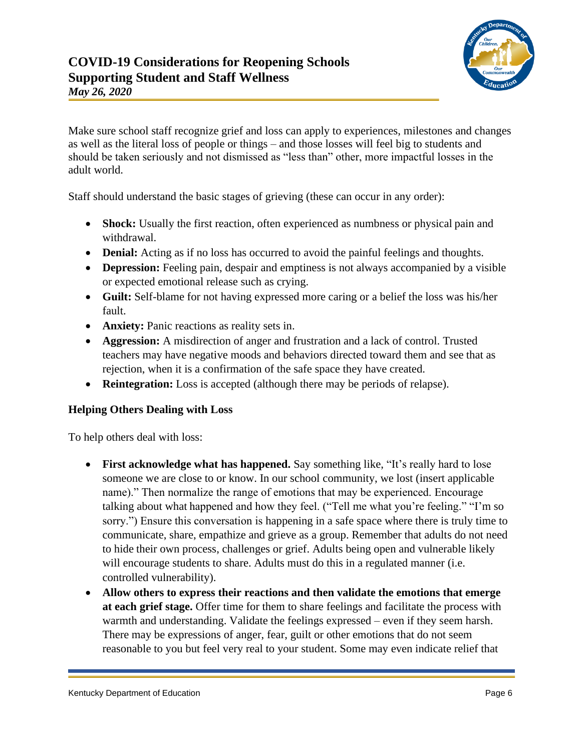Make sure school staff recognize grief and loss can apply to experiences, milestones and changes as well as the literal loss of people or things – and those losses will feel big to students and should be taken seriously and not dismissed as "less than" other, more impactful losses in the adult world.

Staff should understand the basic stages of grieving (these can occur in any order):

- **Shock:** Usually the first reaction, often experienced as numbness or physical pain and withdrawal.
- **Denial:** Acting as if no loss has occurred to avoid the painful feelings and thoughts.
- **Depression:** Feeling pain, despair and emptiness is not always accompanied by a visible or expected emotional release such as crying.
- **Guilt:** Self-blame for not having expressed more caring or a belief the loss was his/her fault.
- **Anxiety:** Panic reactions as reality sets in.
- **Aggression:** A misdirection of anger and frustration and a lack of control. Trusted teachers may have negative moods and behaviors directed toward them and see that as rejection, when it is a confirmation of the safe space they have created.
- **Reintegration:** Loss is accepted (although there may be periods of relapse).

### Helping Others Dealing with Loss

To help others deal with loss:

- **First acknowledge what has happened.** Say something like, "It's really hard to lose someone we are close to or know. In our school community, we lost (insert applicable name)." Then normalize the range of emotions that may be experienced. Encourage talking about what happened and how they feel. ("Tell me what you're feeling." "I'm so sorry.") Ensure this conversation is happening in a safe space where there is truly time to communicate, share, empathize and grieve as a group. Remember that adults do not need to hide their own process, challenges or grief. Adults being open and vulnerable likely will encourage students to share. Adults must do this in a regulated manner (i.e. controlled vulnerability).
- **Allow others to express their reactions and then validate the emotions that emerge at each grief stage.** Offer time for them to share feelings and facilitate the process with warmth and understanding. Validate the feelings expressed – even if they seem harsh. There may be expressions of anger, fear, guilt or other emotions that do not seem reasonable to you but feel very real to your student. Some may even indicate relief that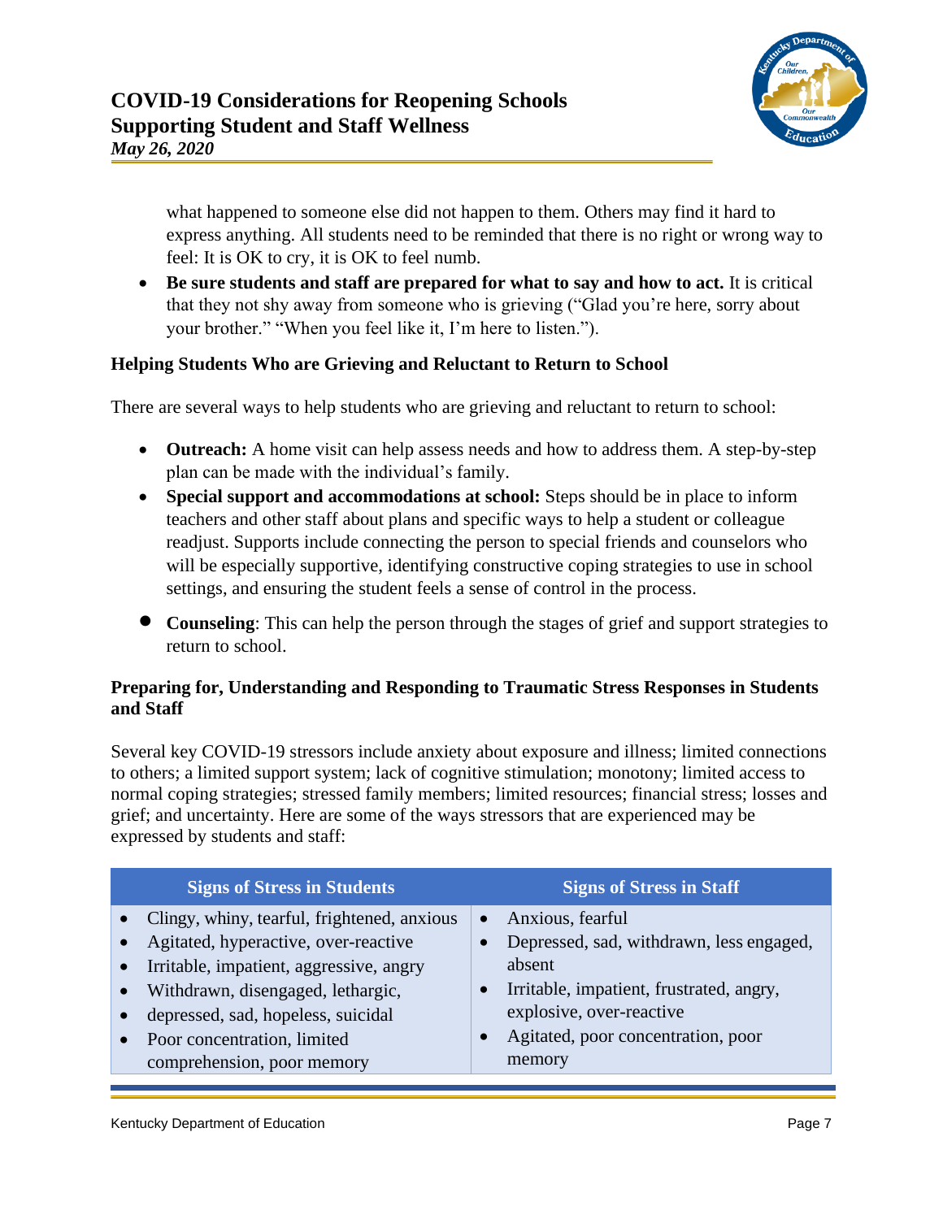what happened to someone else did not happen to them. Others may find it hard to express anything. All students need to be reminded that there is no right or wrong way to feel: It is OK to cry, it is OK to feel numb.

- **Be sure students and staff are prepared for what to say and how to act.** It is critical that they not shy away from someone who is grieving ("Glad you're here, sorry about your brother." "When you feel like it, I'm here to listen.").

### Helping Students Who are Grieving and Reluctant to Return to School

There are several ways to help students who are grieving and reluctant to return to school:

- **Outreach:** A home visit can help assess needs and how to address them. A step-by-step plan can be made with the individual's family.
- **Special support and accommodations at school:** Steps should be in place to inform teachers and other staff about plans and specific ways to help a student or colleague readjust. Supports include connecting the person to special friends and counselors who will be especially supportive, identifying constructive coping strategies to use in school settings, and ensuring the student feels a sense of control in the process.
- **Counseling**: This can help the person through the stages of grief and support strategies to return to school.

### Preparing for, Understanding and Responding to Traumatic Stress Responses in Students and Staff

Several key COVID-19 stressors include anxiety about exposure and illness; limited connections to others; a limited support system; lack of cognitive stimulation; monotony; limited access to normal coping strategies; stressed family members; limited resources; financial stress; losses and grief; and uncertainty. Here are some of the ways stressors that are experienced may be expressed by students and staff:

| Signs of Stress in Students | Signs of Stress in Staff |
| --- | --- |
| • Clingy, whiny, tearful, frightened, anxious<br>• Agitated, hyperactive, over-reactive<br>• Irritable, impatient, aggressive, angry<br>• Withdrawn, disengaged, lethargic,<br>• depressed, sad, hopeless, suicidal<br>• Poor concentration, limited comprehension, poor memory | • Anxious, fearful<br>• Depressed, sad, withdrawn, less engaged, absent<br>• Irritable, impatient, frustrated, angry, explosive, over-reactive<br>• Agitated, poor concentration, poor memory |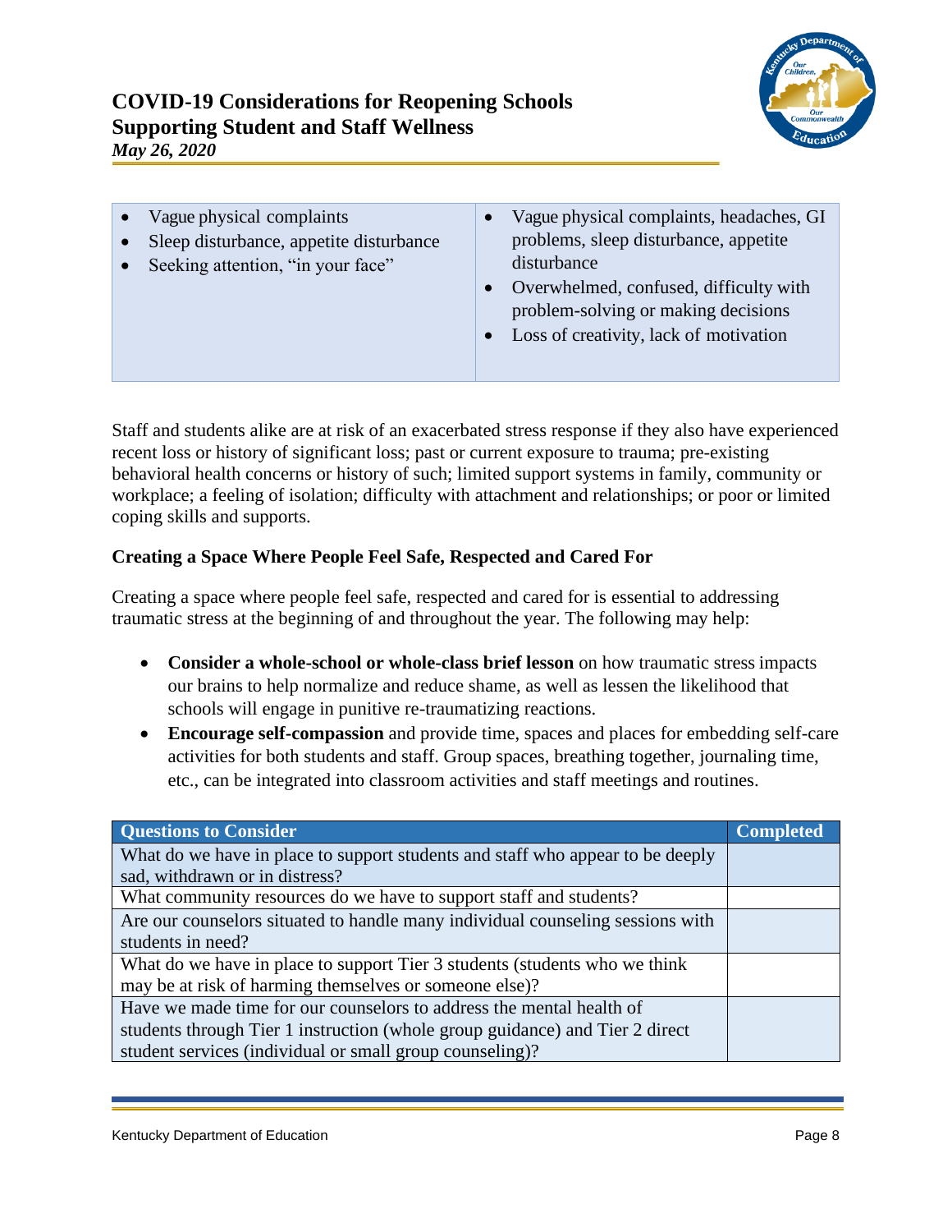| | |
|---|---|
| • Vague physical complaints<br>• Sleep disturbance, appetite disturbance<br>• Seeking attention, "in your face" | • Vague physical complaints, headaches, GI problems, sleep disturbance, appetite disturbance<br>• Overwhelmed, confused, difficulty with problem-solving or making decisions<br>• Loss of creativity, lack of motivation |

Staff and students alike are at risk of an exacerbated stress response if they also have experienced recent loss or history of significant loss; past or current exposure to trauma; pre-existing behavioral health concerns or history of such; limited support systems in family, community or workplace; a feeling of isolation; difficulty with attachment and relationships; or poor or limited coping skills and supports.

### Creating a Space Where People Feel Safe, Respected and Cared For

Creating a space where people feel safe, respected and cared for is essential to addressing traumatic stress at the beginning of and throughout the year. The following may help:

- **Consider a whole-school or whole-class brief lesson** on how traumatic stress impacts our brains to help normalize and reduce shame, as well as lessen the likelihood that schools will engage in punitive re-traumatizing reactions.
- **Encourage self-compassion** and provide time, spaces and places for embedding self-care activities for both students and staff. Group spaces, breathing together, journaling time, etc., can be integrated into classroom activities and staff meetings and routines.

| Questions to Consider | Completed |
|---|---|
| What do we have in place to support students and staff who appear to be deeply sad, withdrawn or in distress? | |
| What community resources do we have to support staff and students? | |
| Are our counselors situated to handle many individual counseling sessions with students in need? | |
| What do we have in place to support Tier 3 students (students who we think may be at risk of harming themselves or someone else)? | |
| Have we made time for our counselors to address the mental health of students through Tier 1 instruction (whole group guidance) and Tier 2 direct student services (individual or small group counseling)? | |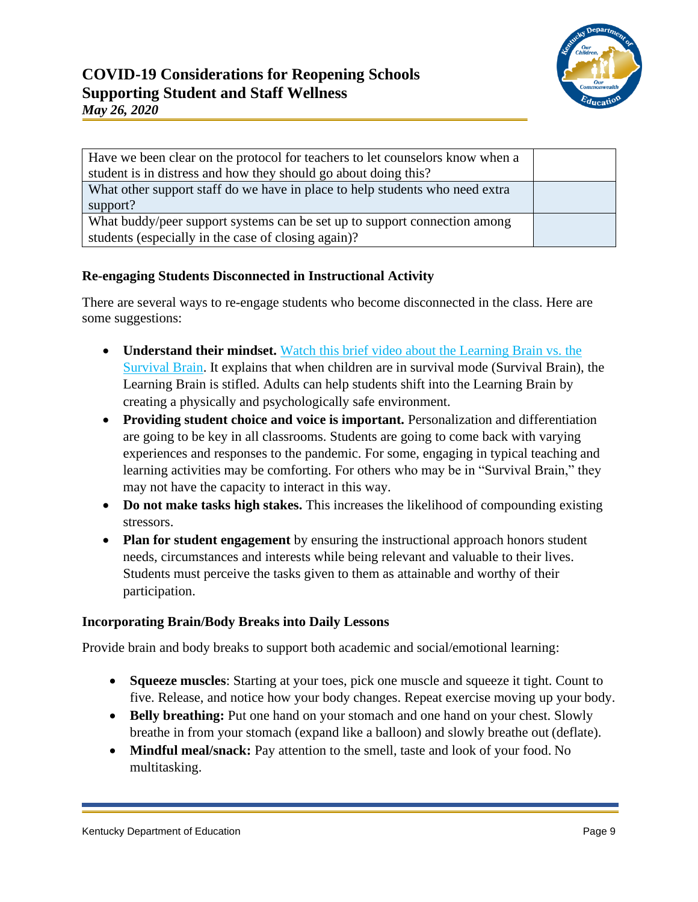| | |
|---|---|
| Have we been clear on the protocol for teachers to let counselors know when a student is in distress and how they should go about doing this? | |
| What other support staff do we have in place to help students who need extra support? | |
| What buddy/peer support systems can be set up to support connection among students (especially in the case of closing again)? | |

### Re-engaging Students Disconnected in Instructional Activity

There are several ways to re-engage students who become disconnected in the class. Here are some suggestions:

- **Understand their mindset.** Watch this brief video about the Learning Brain vs. the Survival Brain. It explains that when children are in survival mode (Survival Brain), the Learning Brain is stifled. Adults can help students shift into the Learning Brain by creating a physically and psychologically safe environment.
- **Providing student choice and voice is important.** Personalization and differentiation are going to be key in all classrooms. Students are going to come back with varying experiences and responses to the pandemic. For some, engaging in typical teaching and learning activities may be comforting. For others who may be in "Survival Brain," they may not have the capacity to interact in this way.
- **Do not make tasks high stakes.** This increases the likelihood of compounding existing stressors.
- **Plan for student engagement** by ensuring the instructional approach honors student needs, circumstances and interests while being relevant and valuable to their lives. Students must perceive the tasks given to them as attainable and worthy of their participation.

### Incorporating Brain/Body Breaks into Daily Lessons

Provide brain and body breaks to support both academic and social/emotional learning:

- **Squeeze muscles**: Starting at your toes, pick one muscle and squeeze it tight. Count to five. Release, and notice how your body changes. Repeat exercise moving up your body.
- **Belly breathing:** Put one hand on your stomach and one hand on your chest. Slowly breathe in from your stomach (expand like a balloon) and slowly breathe out (deflate).
- **Mindful meal/snack:** Pay attention to the smell, taste and look of your food. No multitasking.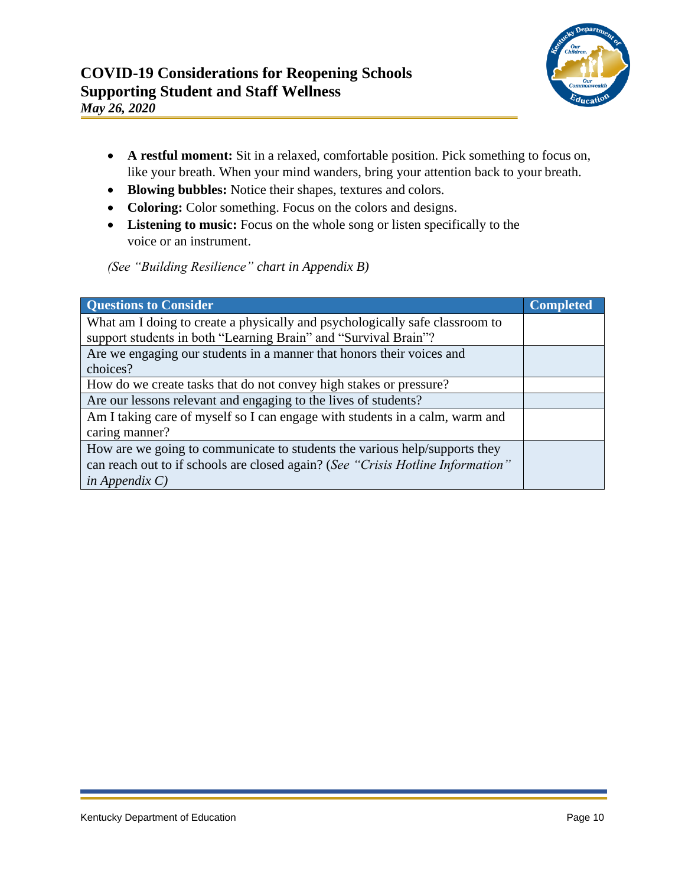- **A restful moment:** Sit in a relaxed, comfortable position. Pick something to focus on, like your breath. When your mind wanders, bring your attention back to your breath.
- **Blowing bubbles:** Notice their shapes, textures and colors.
- **Coloring:** Color something. Focus on the colors and designs.
- **Listening to music:** Focus on the whole song or listen specifically to the voice or an instrument.

*(See "Building Resilience" chart in Appendix B)*

| Questions to Consider | Completed |
|---|---|
| What am I doing to create a physically and psychologically safe classroom to support students in both "Learning Brain" and "Survival Brain"? | |
| Are we engaging our students in a manner that honors their voices and choices? | |
| How do we create tasks that do not convey high stakes or pressure? | |
| Are our lessons relevant and engaging to the lives of students? | |
| Am I taking care of myself so I can engage with students in a calm, warm and caring manner? | |
| How are we going to communicate to students the various help/supports they can reach out to if schools are closed again? (*See "Crisis Hotline Information" in Appendix C)* | |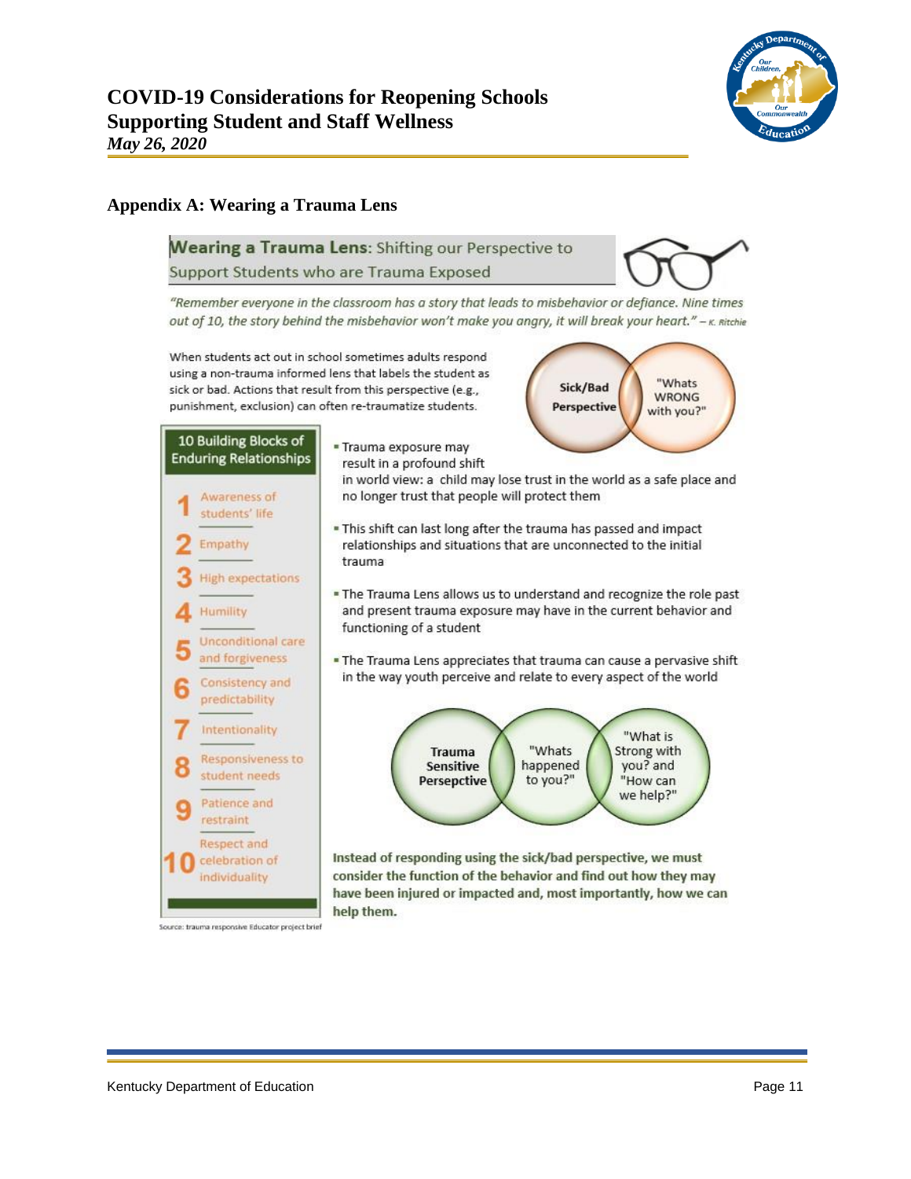## Appendix A: Wearing a Trauma Lens

**Wearing a Trauma Lens**: Shifting our Perspective to Support Students who are Trauma Exposed

*"Remember everyone in the classroom has a story that leads to misbehavior or defiance. Nine times out of 10, the story behind the misbehavior won't make you angry, it will break your heart."* – K. Ritchie

When students act out in school sometimes adults respond using a non-trauma informed lens that labels the student as sick or bad. Actions that result from this perspective (e.g., punishment, exclusion) can often re-traumatize students.

**Sick/Bad Perspective** → "Whats WRONG with you?"

- Trauma exposure may result in a profound shift in world view: a child may lose trust in the world as a safe place and no longer trust that people will protect them
- This shift can last long after the trauma has passed and impact relationships and situations that are unconnected to the initial trauma
- The Trauma Lens allows us to understand and recognize the role past and present trauma exposure may have in the current behavior and functioning of a student
- The Trauma Lens appreciates that trauma can cause a pervasive shift in the way youth perceive and relate to every aspect of the world

**Trauma Sensitive Persepctive** → "Whats happened to you?" → "What is Strong with you? and "How can we help?"

**Instead of responding using the sick/bad perspective, we must consider the function of the behavior and find out how they may have been injured or impacted and, most importantly, how we can help them.**

### 10 Building Blocks of Enduring Relationships

1. Awareness of students' life
2. Empathy
3. High expectations
4. Humility
5. Unconditional care and forgiveness
6. Consistency and predictability
7. Intentionality
8. Responsiveness to student needs
9. Patience and restraint
10. Respect and celebration of individuality

Source: trauma responsive Educator project brief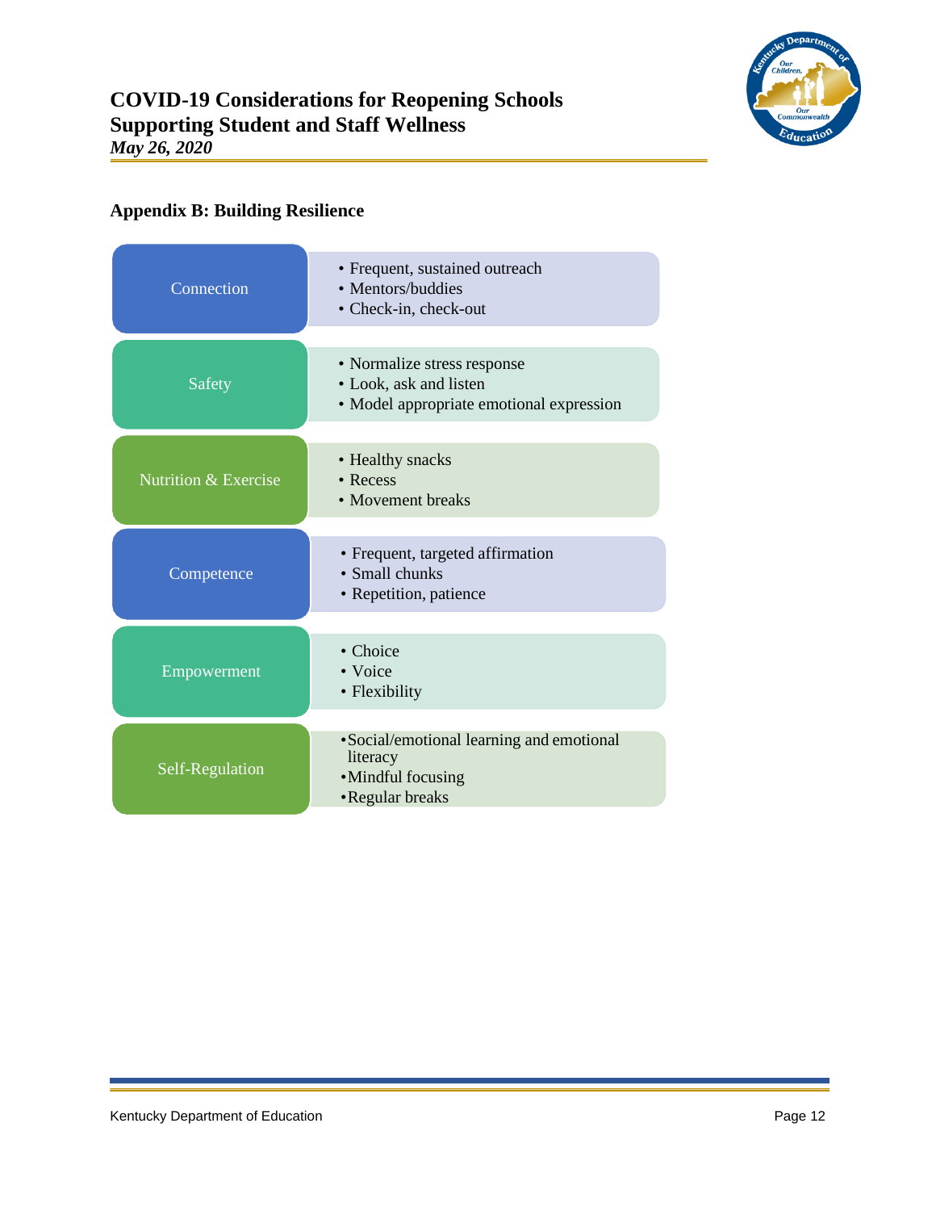## Appendix B: Building Resilience

| Area | Strategies |
| --- | --- |
| Connection | • Frequent, sustained outreach<br>• Mentors/buddies<br>• Check-in, check-out |
| Safety | • Normalize stress response<br>• Look, ask and listen<br>• Model appropriate emotional expression |
| Nutrition & Exercise | • Healthy snacks<br>• Recess<br>• Movement breaks |
| Competence | • Frequent, targeted affirmation<br>• Small chunks<br>• Repetition, patience |
| Empowerment | • Choice<br>• Voice<br>• Flexibility |
| Self-Regulation | • Social/emotional learning and emotional literacy<br>• Mindful focusing<br>• Regular breaks |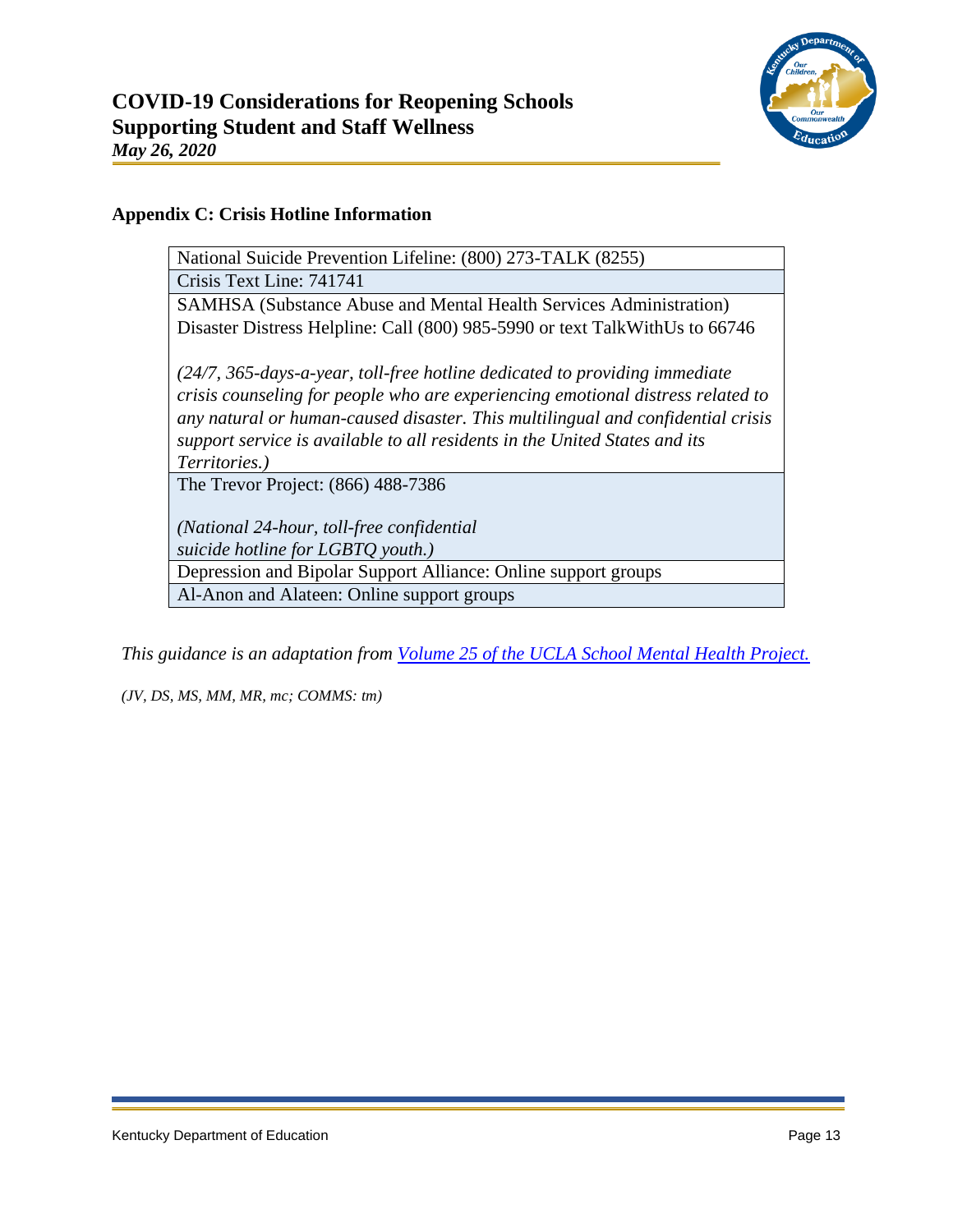## Appendix C: Crisis Hotline Information

| |
|---|
| National Suicide Prevention Lifeline: (800) 273-TALK (8255) |
| Crisis Text Line: 741741 |
| SAMHSA (Substance Abuse and Mental Health Services Administration) Disaster Distress Helpline: Call (800) 985-5990 or text TalkWithUs to 66746<br><br>*(24/7, 365-days-a-year, toll-free hotline dedicated to providing immediate crisis counseling for people who are experiencing emotional distress related to any natural or human-caused disaster. This multilingual and confidential crisis support service is available to all residents in the United States and its Territories.)* |
| The Trevor Project: (866) 488-7386<br><br>*(National 24-hour, toll-free confidential suicide hotline for LGBTQ youth.)* |
| Depression and Bipolar Support Alliance: Online support groups |
| Al-Anon and Alateen: Online support groups |

*This guidance is an adaptation from Volume 25 of the UCLA School Mental Health Project.*

*(JV, DS, MS, MM, MR, mc; COMMS: tm)*